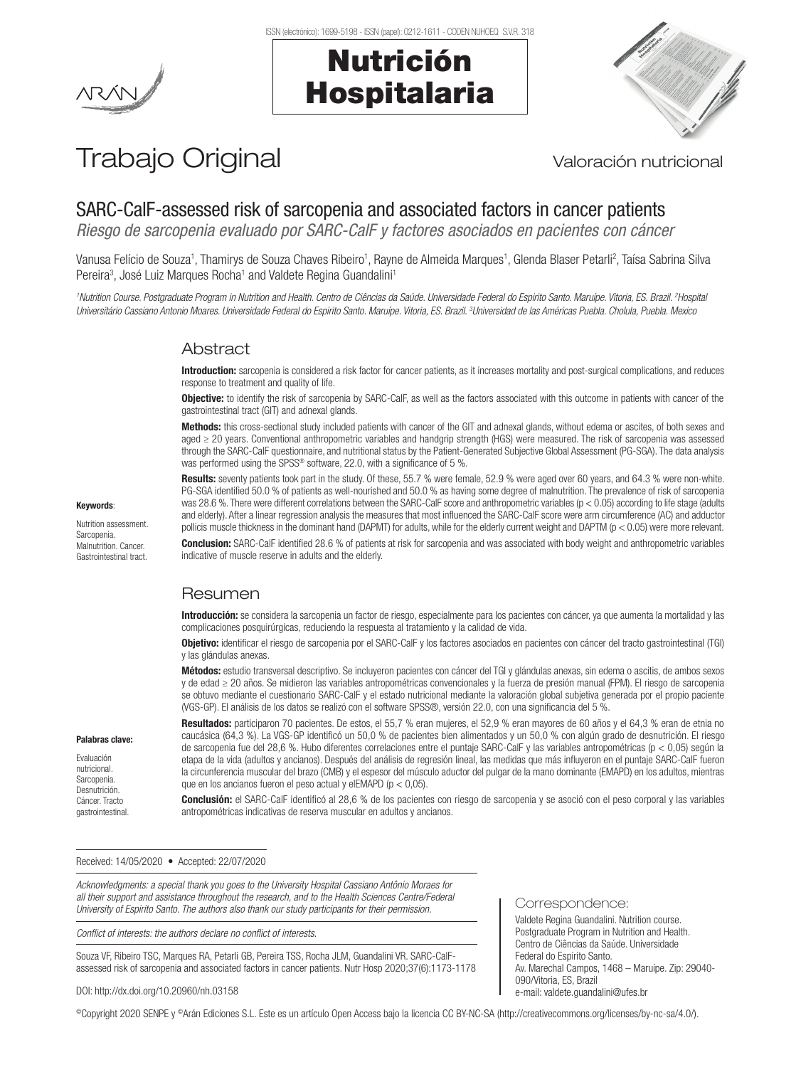# Trabajo Original

Valoración nutricional

## SARC-CalF-assessed risk of sarcopenia and associated factors in cancer patients

*Riesgo de sarcopenia evaluado por SARC-CalF y factores asociados en pacientes con cáncer*

Vanusa Felício de Souza[1], Thamirys de Souza Chaves Ribeiro[1], Rayne de Almeida Marques[1], Glenda Blaser Petarli[2], Taísa Sabrina Silva Pereira[3], José Luiz Marques Rocha[1] and Valdete Regina Guandalini[1]

*[1]Nutrition Course. Postgraduate Program in Nutrition and Health. Centro de Ciências da Saúde. Universidade Federal do Espirito Santo. Maruípe. Vitoria, ES. Brazil. [2]Hospital Universitário Cassiano Antonio Moares. Universidade Federal do Espirito Santo. Maruípe. Vitoria, ES. Brazil. [3]Universidad de las Américas Puebla. Cholula, Puebla. Mexico*

### Abstract

**Introduction:** sarcopenia is considered a risk factor for cancer patients, as it increases mortality and post-surgical complications, and reduces response to treatment and quality of life.

**Objective:** to identify the risk of sarcopenia by SARC-CalF, as well as the factors associated with this outcome in patients with cancer of the gastrointestinal tract (GIT) and adnexal glands.

**Methods:** this cross-sectional study included patients with cancer of the GIT and adnexal glands, without edema or ascites, of both sexes and aged ≥ 20 years. Conventional anthropometric variables and handgrip strength (HGS) were measured. The risk of sarcopenia was assessed through the SARC-CalF questionnaire, and nutritional status by the Patient-Generated Subjective Global Assessment (PG-SGA). The data analysis was performed using the SPSS® software, 22.0, with a significance of 5 %.

**Results:** seventy patients took part in the study. Of these, 55.7 % were female, 52.9 % were aged over 60 years, and 64.3 % were non-white. PG-SGA identified 50.0 % of patients as well-nourished and 50.0 % as having some degree of malnutrition. The prevalence of risk of sarcopenia was 28.6 %. There were different correlations between the SARC-CalF score and anthropometric variables ($p < 0.05$) according to life stage (adults and elderly). After a linear regression analysis the measures that most influenced the SARC-CalF score were arm circumference (AC) and adductor pollicis muscle thickness in the dominant hand (DAPMT) for adults, while for the elderly current weight and DAPTM ($p < 0.05$) were more relevant.

**Conclusion:** SARC-CalF identified 28.6 % of patients at risk for sarcopenia and was associated with body weight and anthropometric variables indicative of muscle reserve in adults and the elderly.

**Keywords**:

Nutrition assessment. Sarcopenia. Malnutrition. Cancer. Gastrointestinal tract.

### Resumen

**Introducción:** se considera la sarcopenia un factor de riesgo, especialmente para los pacientes con cáncer, ya que aumenta la mortalidad y las complicaciones posquirúrgicas, reduciendo la respuesta al tratamiento y la calidad de vida.

**Objetivo:** identificar el riesgo de sarcopenia por el SARC-CalF y los factores asociados en pacientes con cáncer del tracto gastrointestinal (TGI) y las glándulas anexas.

**Métodos:** estudio transversal descriptivo. Se incluyeron pacientes con cáncer del TGI y glándulas anexas, sin edema o ascitis, de ambos sexos y de edad ≥ 20 años. Se midieron las variables antropométricas convencionales y la fuerza de presión manual (FPM). El riesgo de sarcopenia se obtuvo mediante el cuestionario SARC-CalF y el estado nutricional mediante la valoración global subjetiva generada por el propio paciente (VGS-GP). El análisis de los datos se realizó con el software SPSS®, versión 22.0, con una significancia del 5 %.

**Resultados:** participaron 70 pacientes. De estos, el 55,7 % eran mujeres, el 52,9 % eran mayores de 60 años y el 64,3 % eran de etnia no caucásica (64,3 %). La VGS-GP identificó un 50,0 % de pacientes bien alimentados y un 50,0 % con algún grado de desnutrición. El riesgo de sarcopenia fue del 28,6 %. Hubo diferentes correlaciones entre el puntaje SARC-CalF y las variables antropométricas ($p < 0,05$) según la etapa de la vida (adultos y ancianos). Después del análisis de regresión lineal, las medidas que más influyeron en el puntaje SARC-CalF fueron la circunferencia muscular del brazo (CMB) y el espesor del músculo aductor del pulgar de la mano dominante (EMAPD) en los adultos, mientras que en los ancianos fueron el peso actual y elEMAPD ($p < 0,05$).

**Conclusión:** el SARC-CalF identificó al 28,6 % de los pacientes con riesgo de sarcopenia y se asoció con el peso corporal y las variables antropométricas indicativas de reserva muscular en adultos y ancianos.

**Palabras clave:**

Evaluación nutricional. Sarcopenia. Desnutrición. Cáncer. Tracto gastrointestinal.

Received: 14/05/2020 • Accepted: 22/07/2020

*Acknowledgments: a special thank you goes to the University Hospital Cassiano Antônio Moraes for all their support and assistance throughout the research, and to the Health Sciences Centre/Federal University of Espirito Santo. The authors also thank our study participants for their permission.*

*Conflict of interests: the authors declare no conflict of interests.*

Souza VF, Ribeiro TSC, Marques RA, Petarli GB, Pereira TSS, Rocha JLM, Guandalini VR. SARC-CalF-assessed risk of sarcopenia and associated factors in cancer patients. Nutr Hosp 2020;37(6):1173-1178

DOI: http://dx.doi.org/10.20960/nh.03158

Correspondence:

Valdete Regina Guandalini. Nutrition course. Postgraduate Program in Nutrition and Health. Centro de Ciências da Saúde. Universidade Federal do Espirito Santo. Av. Marechal Campos, 1468 – Maruípe. Zip: 29040-090/Vitoria, ES, Brazil
e-mail: valdete.guandalini@ufes.br

©Copyright 2020 SENPE y ©Arán Ediciones S.L. Este es un artículo Open Access bajo la licencia CC BY-NC-SA (http://creativecommons.org/licenses/by-nc-sa/4.0/).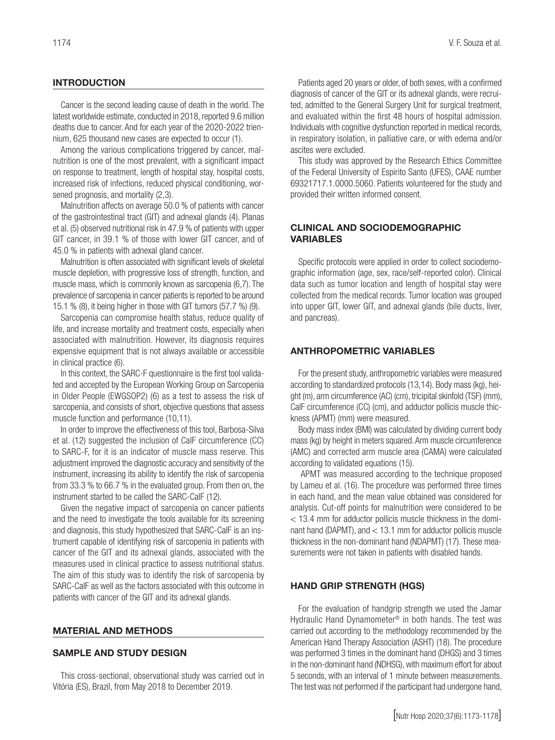## INTRODUCTION

Cancer is the second leading cause of death in the world. The latest worldwide estimate, conducted in 2018, reported 9.6 million deaths due to cancer. And for each year of the 2020-2022 triennium, 625 thousand new cases are expected to occur (1).

Among the various complications triggered by cancer, malnutrition is one of the most prevalent, with a significant impact on response to treatment, length of hospital stay, hospital costs, increased risk of infections, reduced physical conditioning, worsened prognosis, and mortality (2,3).

Malnutrition affects on average 50.0 % of patients with cancer of the gastrointestinal tract (GIT) and adnexal glands (4). Planas et al. (5) observed nutritional risk in 47.9 % of patients with upper GIT cancer, in 39.1 % of those with lower GIT cancer, and of 45.0 % in patients with adnexal gland cancer.

Malnutrition is often associated with significant levels of skeletal muscle depletion, with progressive loss of strength, function, and muscle mass, which is commonly known as sarcopenia (6,7). The prevalence of sarcopenia in cancer patients is reported to be around 15.1 % (8), it being higher in those with GIT tumors (57.7 %) (9).

Sarcopenia can compromise health status, reduce quality of life, and increase mortality and treatment costs, especially when associated with malnutrition. However, its diagnosis requires expensive equipment that is not always available or accessible in clinical practice (6).

In this context, the SARC-F questionnaire is the first tool validated and accepted by the European Working Group on Sarcopenia in Older People (EWGSOP2) (6) as a test to assess the risk of sarcopenia, and consists of short, objective questions that assess muscle function and performance (10,11).

In order to improve the effectiveness of this tool, Barbosa-Silva et al. (12) suggested the inclusion of CalF circumference (CC) to SARC-F, for it is an indicator of muscle mass reserve. This adjustment improved the diagnostic accuracy and sensitivity of the instrument, increasing its ability to identify the risk of sarcopenia from 33.3 % to 66.7 % in the evaluated group. From then on, the instrument started to be called the SARC-CalF (12).

Given the negative impact of sarcopenia on cancer patients and the need to investigate the tools available for its screening and diagnosis, this study hypothesized that SARC-CalF is an instrument capable of identifying risk of sarcopenia in patients with cancer of the GIT and its adnexal glands, associated with the measures used in clinical practice to assess nutritional status. The aim of this study was to identify the risk of sarcopenia by SARC-CalF as well as the factors associated with this outcome in patients with cancer of the GIT and its adnexal glands.

## MATERIAL AND METHODS

### SAMPLE AND STUDY DESIGN

This cross-sectional, observational study was carried out in Vitória (ES), Brazil, from May 2018 to December 2019.

Patients aged 20 years or older, of both sexes, with a confirmed diagnosis of cancer of the GIT or its adnexal glands, were recruited, admitted to the General Surgery Unit for surgical treatment, and evaluated within the first 48 hours of hospital admission. Individuals with cognitive dysfunction reported in medical records, in respiratory isolation, in palliative care, or with edema and/or ascites were excluded.

This study was approved by the Research Ethics Committee of the Federal University of Espirito Santo (UFES), CAAE number 69321717.1.0000.5060. Patients volunteered for the study and provided their written informed consent.

### CLINICAL AND SOCIODEMOGRAPHIC VARIABLES

Specific protocols were applied in order to collect sociodemographic information (age, sex, race/self-reported color). Clinical data such as tumor location and length of hospital stay were collected from the medical records. Tumor location was grouped into upper GIT, lower GIT, and adnexal glands (bile ducts, liver, and pancreas).

### ANTHROPOMETRIC VARIABLES

For the present study, anthropometric variables were measured according to standardized protocols (13,14). Body mass (kg), height (m), arm circumference (AC) (cm), tricipital skinfold (TSF) (mm), CalF circumference (CC) (cm), and adductor pollicis muscle thickness (APMT) (mm) were measured.

Body mass index (BMI) was calculated by dividing current body mass (kg) by height in meters squared. Arm muscle circumference (AMC) and corrected arm muscle area (CAMA) were calculated according to validated equations (15).

APMT was measured according to the technique proposed by Lameu et al. (16). The procedure was performed three times in each hand, and the mean value obtained was considered for analysis. Cut-off points for malnutrition were considered to be < 13.4 mm for adductor pollicis muscle thickness in the dominant hand (DAPMT), and < 13.1 mm for adductor pollicis muscle thickness in the non-dominant hand (NDAPMT) (17). These measurements were not taken in patients with disabled hands.

### HAND GRIP STRENGTH (HGS)

For the evaluation of handgrip strength we used the Jamar Hydraulic Hand Dynamometer® in both hands. The test was carried out according to the methodology recommended by the American Hand Therapy Association (ASHT) (18). The procedure was performed 3 times in the dominant hand (DHGS) and 3 times in the non-dominant hand (NDHSG), with maximum effort for about 5 seconds, with an interval of 1 minute between measurements. The test was not performed if the participant had undergone hand,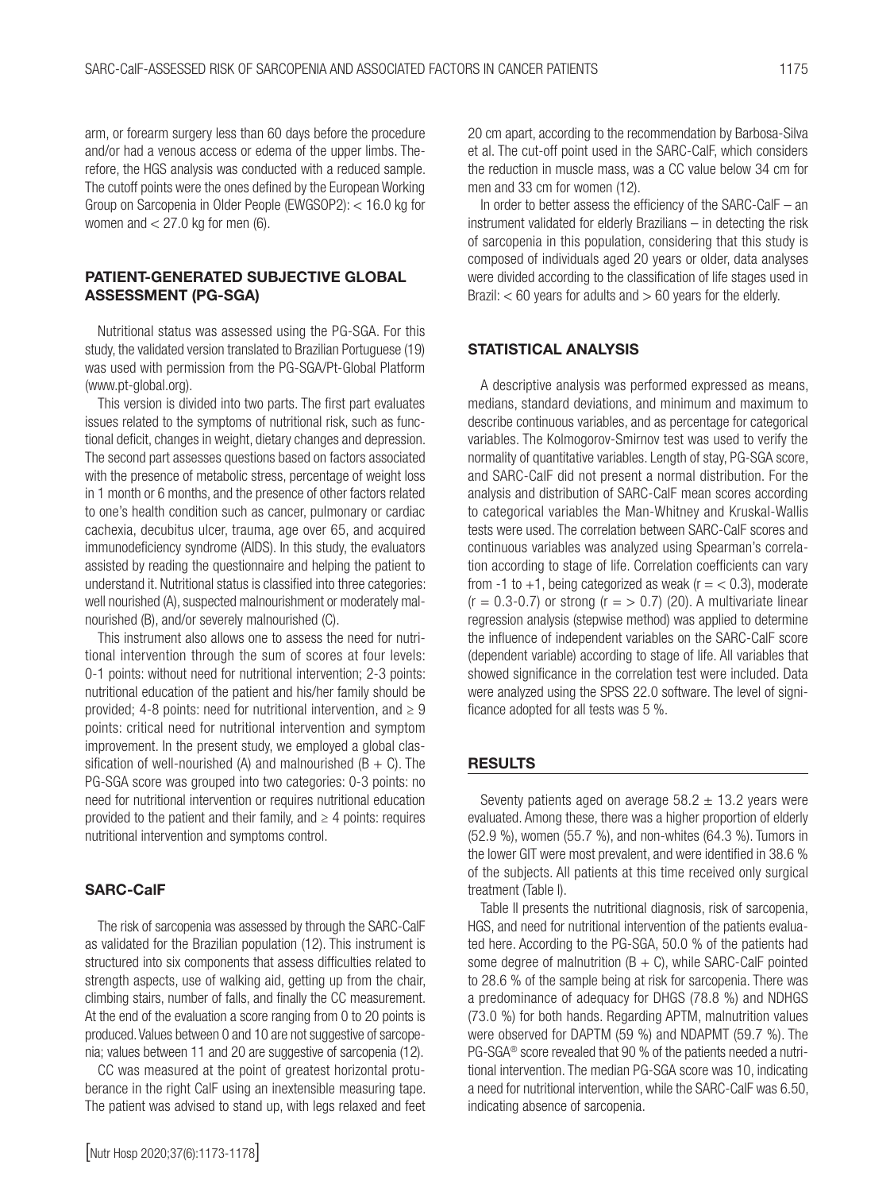arm, or forearm surgery less than 60 days before the procedure and/or had a venous access or edema of the upper limbs. Therefore, the HGS analysis was conducted with a reduced sample. The cutoff points were the ones defined by the European Working Group on Sarcopenia in Older People (EWGSOP2): < 16.0 kg for women and < 27.0 kg for men (6).

## PATIENT-GENERATED SUBJECTIVE GLOBAL ASSESSMENT (PG-SGA)

Nutritional status was assessed using the PG-SGA. For this study, the validated version translated to Brazilian Portuguese (19) was used with permission from the PG-SGA/Pt-Global Platform (www.pt-global.org).

This version is divided into two parts. The first part evaluates issues related to the symptoms of nutritional risk, such as functional deficit, changes in weight, dietary changes and depression. The second part assesses questions based on factors associated with the presence of metabolic stress, percentage of weight loss in 1 month or 6 months, and the presence of other factors related to one's health condition such as cancer, pulmonary or cardiac cachexia, decubitus ulcer, trauma, age over 65, and acquired immunodeficiency syndrome (AIDS). In this study, the evaluators assisted by reading the questionnaire and helping the patient to understand it. Nutritional status is classified into three categories: well nourished (A), suspected malnourishment or moderately malnourished (B), and/or severely malnourished (C).

This instrument also allows one to assess the need for nutritional intervention through the sum of scores at four levels: 0-1 points: without need for nutritional intervention; 2-3 points: nutritional education of the patient and his/her family should be provided; 4-8 points: need for nutritional intervention, and ≥ 9 points: critical need for nutritional intervention and symptom improvement. In the present study, we employed a global classification of well-nourished (A) and malnourished (B + C). The PG-SGA score was grouped into two categories: 0-3 points: no need for nutritional intervention or requires nutritional education provided to the patient and their family, and ≥ 4 points: requires nutritional intervention and symptoms control.

## SARC-CalF

The risk of sarcopenia was assessed by through the SARC-CalF as validated for the Brazilian population (12). This instrument is structured into six components that assess difficulties related to strength aspects, use of walking aid, getting up from the chair, climbing stairs, number of falls, and finally the CC measurement. At the end of the evaluation a score ranging from 0 to 20 points is produced. Values between 0 and 10 are not suggestive of sarcopenia; values between 11 and 20 are suggestive of sarcopenia (12).

CC was measured at the point of greatest horizontal protuberance in the right CalF using an inextensible measuring tape. The patient was advised to stand up, with legs relaxed and feet 20 cm apart, according to the recommendation by Barbosa-Silva et al. The cut-off point used in the SARC-CalF, which considers the reduction in muscle mass, was a CC value below 34 cm for men and 33 cm for women (12).

In order to better assess the efficiency of the SARC-CalF – an instrument validated for elderly Brazilians – in detecting the risk of sarcopenia in this population, considering that this study is composed of individuals aged 20 years or older, data analyses were divided according to the classification of life stages used in Brazil: < 60 years for adults and > 60 years for the elderly.

## STATISTICAL ANALYSIS

A descriptive analysis was performed expressed as means, medians, standard deviations, and minimum and maximum to describe continuous variables, and as percentage for categorical variables. The Kolmogorov-Smirnov test was used to verify the normality of quantitative variables. Length of stay, PG-SGA score, and SARC-CalF did not present a normal distribution. For the analysis and distribution of SARC-CalF mean scores according to categorical variables the Man-Whitney and Kruskal-Wallis tests were used. The correlation between SARC-CalF scores and continuous variables was analyzed using Spearman's correlation according to stage of life. Correlation coefficients can vary from -1 to +1, being categorized as weak (r = < 0.3), moderate (r = 0.3-0.7) or strong (r = > 0.7) (20). A multivariate linear regression analysis (stepwise method) was applied to determine the influence of independent variables on the SARC-CalF score (dependent variable) according to stage of life. All variables that showed significance in the correlation test were included. Data were analyzed using the SPSS 22.0 software. The level of significance adopted for all tests was 5 %.

## RESULTS

Seventy patients aged on average 58.2 ± 13.2 years were evaluated. Among these, there was a higher proportion of elderly (52.9 %), women (55.7 %), and non-whites (64.3 %). Tumors in the lower GIT were most prevalent, and were identified in 38.6 % of the subjects. All patients at this time received only surgical treatment (Table I).

Table II presents the nutritional diagnosis, risk of sarcopenia, HGS, and need for nutritional intervention of the patients evaluated here. According to the PG-SGA, 50.0 % of the patients had some degree of malnutrition (B + C), while SARC-CalF pointed to 28.6 % of the sample being at risk for sarcopenia. There was a predominance of adequacy for DHGS (78.8 %) and NDHGS (73.0 %) for both hands. Regarding APTM, malnutrition values were observed for DAPTM (59 %) and NDAPMT (59.7 %). The PG-SGA® score revealed that 90 % of the patients needed a nutritional intervention. The median PG-SGA score was 10, indicating a need for nutritional intervention, while the SARC-CalF was 6.50, indicating absence of sarcopenia.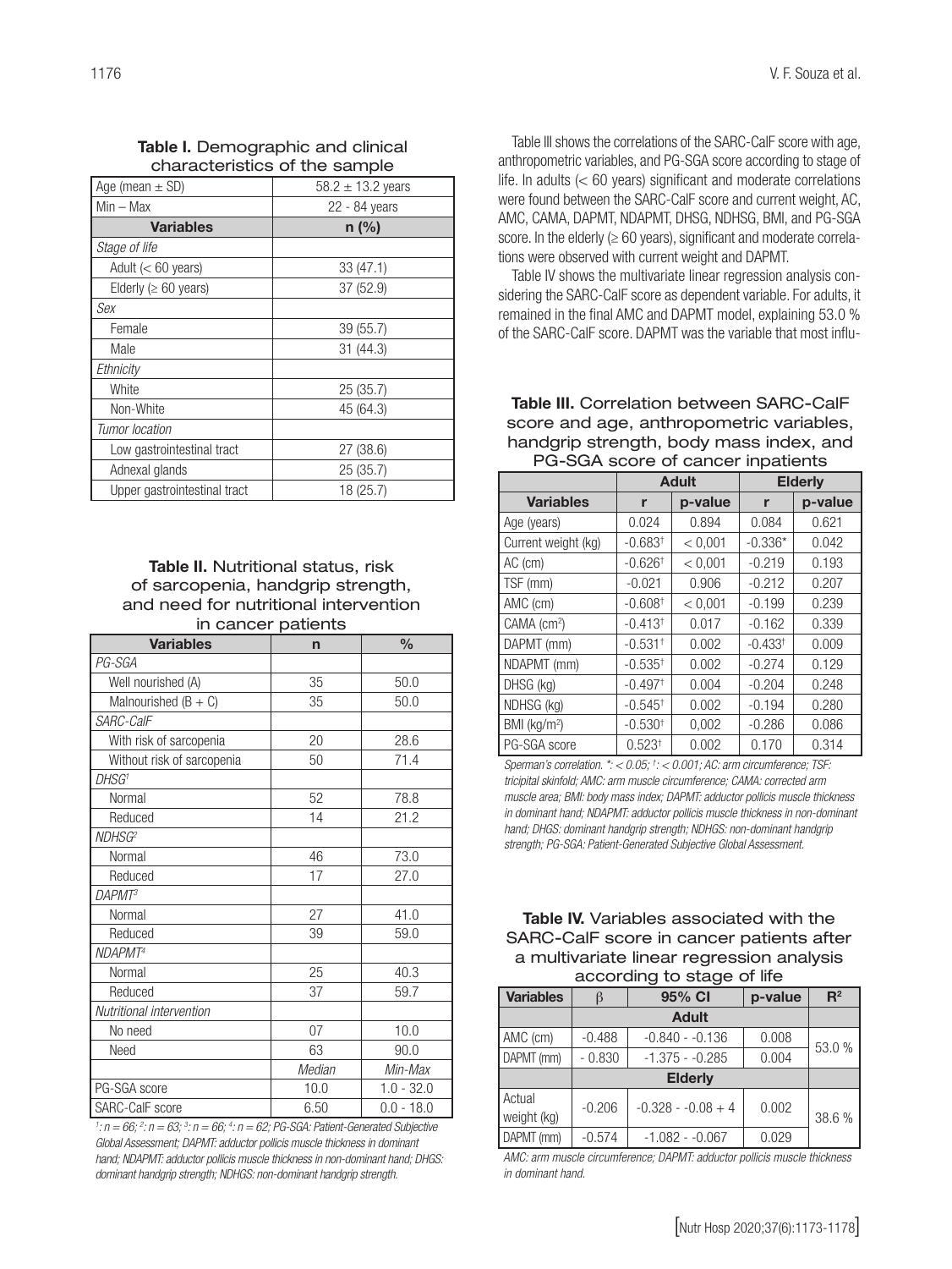**Table I.** Demographic and clinical characteristics of the sample

| Age (mean ± SD) | 58.2 ± 13.2 years |
|---|---|
| Min – Max | 22 - 84 years |
| **Variables** | **n (%)** |
| *Stage of life* | |
| Adult (< 60 years) | 33 (47.1) |
| Elderly (≥ 60 years) | 37 (52.9) |
| *Sex* | |
| Female | 39 (55.7) |
| Male | 31 (44.3) |
| *Ethnicity* | |
| White | 25 (35.7) |
| Non-White | 45 (64.3) |
| *Tumor location* | |
| Low gastrointestinal tract | 27 (38.6) |
| Adnexal glands | 25 (35.7) |
| Upper gastrointestinal tract | 18 (25.7) |

**Table II.** Nutritional status, risk of sarcopenia, handgrip strength, and need for nutritional intervention in cancer patients

| Variables | n | % |
|---|---|---|
| *PG-SGA* | | |
| Well nourished (A) | 35 | 50.0 |
| Malnourished (B + C) | 35 | 50.0 |
| *SARC-CalF* | | |
| With risk of sarcopenia | 20 | 28.6 |
| Without risk of sarcopenia | 50 | 71.4 |
| *DHSG[1]* | | |
| Normal | 52 | 78.8 |
| Reduced | 14 | 21.2 |
| *NDHSG[2]* | | |
| Normal | 46 | 73.0 |
| Reduced | 17 | 27.0 |
| *DAPMT[3]* | | |
| Normal | 27 | 41.0 |
| Reduced | 39 | 59.0 |
| *NDAPMT[4]* | | |
| Normal | 25 | 40.3 |
| Reduced | 37 | 59.7 |
| *Nutritional intervention* | | |
| No need | 07 | 10.0 |
| Need | 63 | 90.0 |
| | *Median* | *Min-Max* |
| PG-SGA score | 10.0 | 1.0 - 32.0 |
| SARC-CalF score | 6.50 | 0.0 - 18.0 |

*[1]: n = 66; [2]: n = 63; [3]: n = 66; [4]: n = 62; PG-SGA: Patient-Generated Subjective Global Assessment; DAPMT: adductor pollicis muscle thickness in dominant hand; NDAPMT: adductor pollicis muscle thickness in non-dominant hand; DHGS: dominant handgrip strength; NDHGS: non-dominant handgrip strength.*

Table III shows the correlations of the SARC-CalF score with age, anthropometric variables, and PG-SGA score according to stage of life. In adults (< 60 years) significant and moderate correlations were found between the SARC-CalF score and current weight, AC, AMC, CAMA, DAPMT, NDAPMT, DHSG, NDHSG, BMI, and PG-SGA score. In the elderly (≥ 60 years), significant and moderate correlations were observed with current weight and DAPMT.

Table IV shows the multivariate linear regression analysis considering the SARC-CalF score as dependent variable. For adults, it remained in the final AMC and DAPMT model, explaining 53.0 % of the SARC-CalF score. DAPMT was the variable that most influ-

**Table III.** Correlation between SARC-CalF score and age, anthropometric variables, handgrip strength, body mass index, and PG-SGA score of cancer inpatients

| | Adult | | Elderly | |
|---|---|---|---|---|
| **Variables** | **r** | **p-value** | **r** | **p-value** |
| Age (years) | 0.024 | 0.894 | 0.084 | 0.621 |
| Current weight (kg) | -0.683† | < 0,001 | -0.336* | 0.042 |
| AC (cm) | -0.626† | < 0,001 | -0.219 | 0.193 |
| TSF (mm) | -0.021 | 0.906 | -0.212 | 0.207 |
| AMC (cm) | -0.608† | < 0,001 | -0.199 | 0.239 |
| CAMA ($cm^2$) | -0.413† | 0.017 | -0.162 | 0.339 |
| DAPMT (mm) | -0.531† | 0.002 | -0.433† | 0.009 |
| NDAPMT (mm) | -0.535† | 0.002 | -0.274 | 0.129 |
| DHSG (kg) | -0.497† | 0.004 | -0.204 | 0.248 |
| NDHSG (kg) | -0.545† | 0.002 | -0.194 | 0.280 |
| BMI ($kg/m^2$) | -0.530† | 0,002 | -0.286 | 0.086 |
| PG-SGA score | 0.523† | 0.002 | 0.170 | 0.314 |

*Sperman's correlation. *: < 0.05; †: < 0.001; AC: arm circumference; TSF: tricipital skinfold; AMC: arm muscle circumference; CAMA: corrected arm muscle area; BMI: body mass index; DAPMT: adductor pollicis muscle thickness in dominant hand; NDAPMT: adductor pollicis muscle thickness in non-dominant hand; DHGS: dominant handgrip strength; NDHGS: non-dominant handgrip strength; PG-SGA: Patient-Generated Subjective Global Assessment.*

**Table IV.** Variables associated with the SARC-CalF score in cancer patients after a multivariate linear regression analysis according to stage of life

| Variables | β | 95% CI | p-value | $R^2$ |
|---|---|---|---|---|
| | **Adult** | | | |
| AMC (cm) | -0.488 | -0.840 - -0.136 | 0.008 | 53.0 % |
| DAPMT (mm) | - 0.830 | -1.375 - -0.285 | 0.004 | |
| | **Elderly** | | | |
| Actual weight (kg) | -0.206 | -0.328 - -0.08 + 4 | 0.002 | 38.6 % |
| DAPMT (mm) | -0.574 | -1.082 - -0.067 | 0.029 | |

*AMC: arm muscle circumference; DAPMT: adductor pollicis muscle thickness in dominant hand.*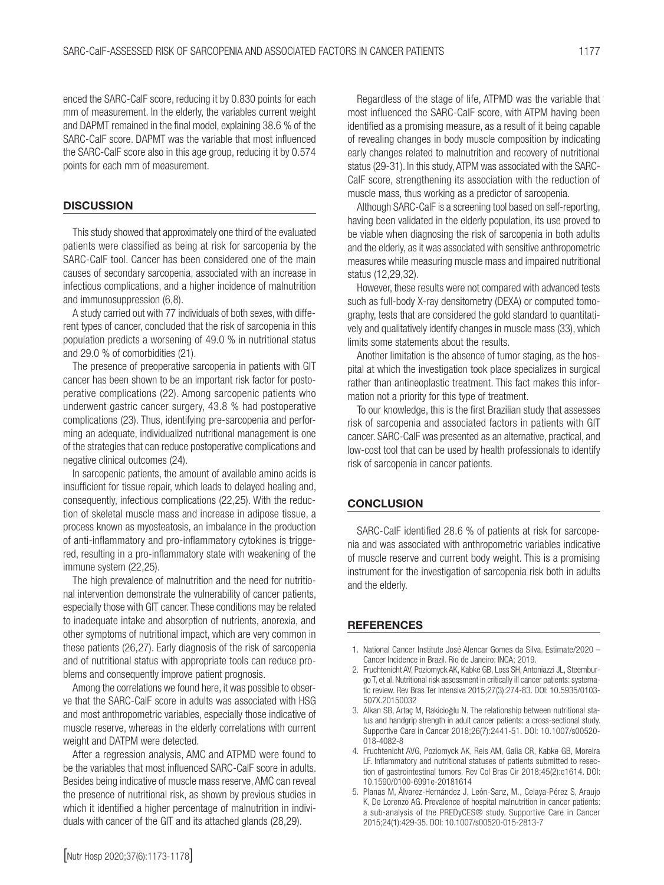enced the SARC-CalF score, reducing it by 0.830 points for each mm of measurement. In the elderly, the variables current weight and DAPMT remained in the final model, explaining 38.6 % of the SARC-CalF score. DAPMT was the variable that most influenced the SARC-CalF score also in this age group, reducing it by 0.574 points for each mm of measurement.

## DISCUSSION

This study showed that approximately one third of the evaluated patients were classified as being at risk for sarcopenia by the SARC-CalF tool. Cancer has been considered one of the main causes of secondary sarcopenia, associated with an increase in infectious complications, and a higher incidence of malnutrition and immunosuppression (6,8).

A study carried out with 77 individuals of both sexes, with different types of cancer, concluded that the risk of sarcopenia in this population predicts a worsening of 49.0 % in nutritional status and 29.0 % of comorbidities (21).

The presence of preoperative sarcopenia in patients with GIT cancer has been shown to be an important risk factor for postoperative complications (22). Among sarcopenic patients who underwent gastric cancer surgery, 43.8 % had postoperative complications (23). Thus, identifying pre-sarcopenia and performing an adequate, individualized nutritional management is one of the strategies that can reduce postoperative complications and negative clinical outcomes (24).

In sarcopenic patients, the amount of available amino acids is insufficient for tissue repair, which leads to delayed healing and, consequently, infectious complications (22,25). With the reduction of skeletal muscle mass and increase in adipose tissue, a process known as myosteatosis, an imbalance in the production of anti-inflammatory and pro-inflammatory cytokines is triggered, resulting in a pro-inflammatory state with weakening of the immune system (22,25).

The high prevalence of malnutrition and the need for nutritional intervention demonstrate the vulnerability of cancer patients, especially those with GIT cancer. These conditions may be related to inadequate intake and absorption of nutrients, anorexia, and other symptoms of nutritional impact, which are very common in these patients (26,27). Early diagnosis of the risk of sarcopenia and of nutritional status with appropriate tools can reduce problems and consequently improve patient prognosis.

Among the correlations we found here, it was possible to observe that the SARC-CalF score in adults was associated with HSG and most anthropometric variables, especially those indicative of muscle reserve, whereas in the elderly correlations with current weight and DATPM were detected.

After a regression analysis, AMC and ATPMD were found to be the variables that most influenced SARC-CalF score in adults. Besides being indicative of muscle mass reserve, AMC can reveal the presence of nutritional risk, as shown by previous studies in which it identified a higher percentage of malnutrition in individuals with cancer of the GIT and its attached glands (28,29).

Regardless of the stage of life, ATPMD was the variable that most influenced the SARC-CalF score, with ATPM having been identified as a promising measure, as a result of it being capable of revealing changes in body muscle composition by indicating early changes related to malnutrition and recovery of nutritional status (29-31). In this study, ATPM was associated with the SARC-CalF score, strengthening its association with the reduction of muscle mass, thus working as a predictor of sarcopenia.

Although SARC-CalF is a screening tool based on self-reporting, having been validated in the elderly population, its use proved to be viable when diagnosing the risk of sarcopenia in both adults and the elderly, as it was associated with sensitive anthropometric measures while measuring muscle mass and impaired nutritional status (12,29,32).

However, these results were not compared with advanced tests such as full-body X-ray densitometry (DEXA) or computed tomography, tests that are considered the gold standard to quantitatively and qualitatively identify changes in muscle mass (33), which limits some statements about the results.

Another limitation is the absence of tumor staging, as the hospital at which the investigation took place specializes in surgical rather than antineoplastic treatment. This fact makes this information not a priority for this type of treatment.

To our knowledge, this is the first Brazilian study that assesses risk of sarcopenia and associated factors in patients with GIT cancer. SARC-CalF was presented as an alternative, practical, and low-cost tool that can be used by health professionals to identify risk of sarcopenia in cancer patients.

## CONCLUSION

SARC-CalF identified 28.6 % of patients at risk for sarcopenia and was associated with anthropometric variables indicative of muscle reserve and current body weight. This is a promising instrument for the investigation of sarcopenia risk both in adults and the elderly.

## REFERENCES

1. National Cancer Institute José Alencar Gomes da Silva. Estimate/2020 – Cancer Incidence in Brazil. Rio de Janeiro: INCA; 2019.
2. Fruchtenicht AV, Poziomyck AK, Kabke GB, Loss SH, Antoniazzi JL, Steemburgo T, et al. Nutritional risk assessment in critically ill cancer patients: systematic review. Rev Bras Ter Intensiva 2015;27(3):274-83. DOI: 10.5935/0103-507X.20150032
3. Alkan SB, Artaç M, Rakicioğlu N. The relationship between nutritional status and handgrip strength in adult cancer patients: a cross-sectional study. Supportive Care in Cancer 2018;26(7):2441-51. DOI: 10.1007/s00520-018-4082-8
4. Fruchtenicht AVG, Poziomyck AK, Reis AM, Galia CR, Kabke GB, Moreira LF. Inflammatory and nutritional statuses of patients submitted to resection of gastrointestinal tumors. Rev Col Bras Cir 2018;45(2):e1614. DOI: 10.1590/0100-6991e-20181614
5. Planas M, Álvarez-Hernández J, León-Sanz, M., Celaya-Pérez S, Araujo K, De Lorenzo AG. Prevalence of hospital malnutrition in cancer patients: a sub-analysis of the PREDyCES® study. Supportive Care in Cancer 2015;24(1):429-35. DOI: 10.1007/s00520-015-2813-7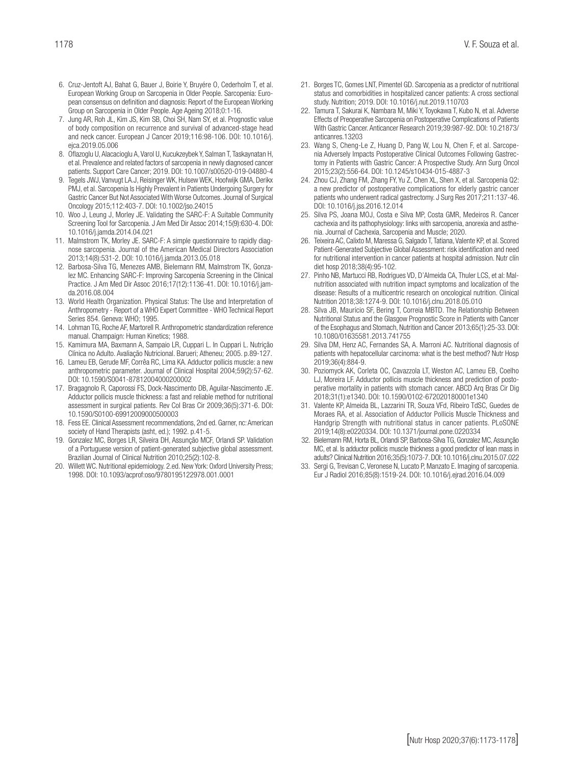6. Cruz-Jentoft AJ, Bahat G, Bauer J, Boirie Y, Bruyére O, Cederholm T, et al. European Working Group on Sarcopenia in Older People. Sarcopenia: European consensus on definition and diagnosis: Report of the European Working Group on Sarcopenia in Older People. Age Ageing 2018;0:1-16.
7. Jung AR, Roh JL, Kim JS, Kim SB, Choi SH, Nam SY, et al. Prognostic value of body composition on recurrence and survival of advanced-stage head and neck cancer. European J Cancer 2019;116:98-106. DOI: 10.1016/j.ejca.2019.05.006
8. Oflazoglu U, Alacacioglu A, Varol U, Kucukzeybek Y, Salman T, Taskaynatan H, et al. Prevalence and related factors of sarcopenia in newly diagnosed cancer patients. Support Care Cancer; 2019. DOI: 10.1007/s00520-019-04880-4
9. Tegels JWJ, Vanvugt LA.J, Reisinger WK, Hulsew WEK, Hoofwijk GMA, Derikx PMJ, et al. Sarcopenia Is Highly Prevalent in Patients Undergoing Surgery for Gastric Cancer But Not Associated With Worse Outcomes. Journal of Surgical Oncology 2015;112:403-7. DOI: 10.1002/jso.24015
10. Woo J, Leung J, Morley JE. Validating the SARC-F: A Suitable Community Screening Tool for Sarcopenia. J Am Med Dir Assoc 2014;15(9):630-4. DOI: 10.1016/j.jamda.2014.04.021
11. Malmstrom TK, Morley JE. SARC-F: A simple questionnaire to rapidly diagnose sarcopenia. Journal of the American Medical Directors Association 2013;14(8):531-2. DOI: 10.1016/j.jamda.2013.05.018
12. Barbosa-Silva TG, Menezes AMB, Bielemann RM, Malmstrom TK, Gonzalez MC. Enhancing SARC-F: Improving Sarcopenia Screening in the Clinical Practice. J Am Med Dir Assoc 2016;17(12):1136-41. DOI: 10.1016/j.jamda.2016.08.004
13. World Health Organization. Physical Status: The Use and Interpretation of Anthropometry - Report of a WHO Expert Committee - WHO Technical Report Series 854. Geneva: WHO; 1995.
14. Lohman TG, Roche AF, Martorell R. Anthropometric standardization reference manual. Champaign: Human Kinetics; 1988.
15. Kamimura MA, Baxmann A, Sampaio LR, Cuppari L. In Cuppari L. Nutrição Clínica no Adulto. Avaliação Nutricional. Barueri; Atheneu; 2005. p.89-127.
16. Lameu EB, Gerude MF, Corrêa RC, Lima KA. Adductor pollicis muscle: a new anthropometric parameter. Journal of Clinical Hospital 2004;59(2):57-62. DOI: 10.1590/S0041-87812004000200002
17. Bragagnolo R, Caporossi FS, Dock-Nascimento DB, Aguilar-Nascimento JE. Adductor pollicis muscle thickness: a fast and reliable method for nutritional assessment in surgical patients. Rev Col Bras Cir 2009;36(5):371-6. DOI: 10.1590/S0100-69912009000500003
18. Fess EE. Clinical Assessment recommendations, 2nd ed. Garner, nc: American society of Hand Therapists (asht, ed.); 1992. p.41-5.
19. Gonzalez MC, Borges LR, Silveira DH, Assunção MCF, Orlandi SP. Validation of a Portuguese version of patient-generated subjective global assessment. Brazilian Journal of Clinical Nutrition 2010;25(2):102-8.
20. Willett WC. Nutritional epidemiology. 2.ed. New York: Oxford University Press; 1998. DOI: 10.1093/acprof:oso/9780195122978.001.0001
21. Borges TC, Gomes LNT, Pimentel GD. Sarcopenia as a predictor of nutritional status and comorbidities in hospitalized cancer patients: A cross sectional study. Nutrition; 2019. DOI: 10.1016/j.nut.2019.110703
22. Tamura T, Sakurai K, Nambara M, Miki Y, Toyokawa T, Kubo N, et al. Adverse Effects of Preoperative Sarcopenia on Postoperative Complications of Patients With Gastric Cancer. Anticancer Research 2019;39:987-92. DOI: 10.21873/anticanres.13203
23. Wang S, Cheng-Le Z, Huang D, Pang W, Lou N, Chen F, et al. Sarcopenia Adversely Impacts Postoperative Clinical Outcomes Following Gastrectomy in Patients with Gastric Cancer: A Prospective Study. Ann Surg Oncol 2015;23(2):556-64. DOI: 10.1245/s10434-015-4887-3
24. Zhou CJ, Zhang FM, Zhang FY, Yu Z, Chen XL, Shen X, et al. Sarcopenia Q2: a new predictor of postoperative complications for elderly gastric cancer patients who underwent radical gastrectomy. J Surg Res 2017;211:137-46. DOI: 10.1016/j.jss.2016.12.014
25. Silva PS, Joana MOJ, Costa e Silva MP, Costa GMR, Medeiros R. Cancer cachexia and its pathophysiology: links with sarcopenia, anorexia and asthenia. Journal of Cachexia, Sarcopenia and Muscle; 2020.
26. Teixeira AC, Calixto M, Maressa G, Salgado T, Tatiana, Valente KP, et al. Scored Patient-Generated Subjective Global Assessment: risk identification and need for nutritional intervention in cancer patients at hospital admission. Nutr clín diet hosp 2018;38(4):95-102.
27. Pinho NB, Martucci RB, Rodrigues VD, D'Almeida CA, Thuler LCS, et al: Malnutrition associated with nutrition impact symptoms and localization of the disease: Results of a multicentric research on oncological nutrition. Clinical Nutrition 2018;38:1274-9. DOI: 10.1016/j.clnu.2018.05.010
28. Silva JB, Maurício SF, Bering T, Correia MBTD. The Relationship Between Nutritional Status and the Glasgow Prognostic Score in Patients with Cancer of the Esophagus and Stomach, Nutrition and Cancer 2013;65(1):25-33. DOI: 10.1080/01635581.2013.741755
29. Silva DM, Henz AC, Fernandes SA, A. Marroni AC. Nutritional diagnosis of patients with hepatocellular carcinoma: what is the best method? Nutr Hosp 2019;36(4):884-9.
30. Poziomyck AK, Corleta OC, Cavazzola LT, Weston AC, Lameu EB, Coelho LJ, Moreira LF. Adductor pollicis muscle thickness and prediction of postoperative mortality in patients with stomach cancer. ABCD Arq Bras Cir Dig 2018;31(1):e1340. DOI: 10.1590/0102-672020180001e1340
31. Valente KP, Almeida BL, Lazzarini TR, Souza VFd, Ribeiro TdSC, Guedes de Moraes RA, et al. Association of Adductor Pollicis Muscle Thickness and Handgrip Strength with nutritional status in cancer patients. PLoSONE 2019;14(8):e0220334. DOI: 10.1371/journal.pone.0220334
32. Bielemann RM, Horta BL, Orlandi SP, Barbosa-Silva TG, Gonzalez MC, Assunção MC, et al. Is adductor pollicis muscle thickness a good predictor of lean mass in adults? Clinical Nutrition 2016;35(5):1073-7. DOI: 10.1016/j.clnu.2015.07.022
33. Sergi G, Trevisan C, Veronese N, Lucato P, Manzato E. Imaging of sarcopenia. Eur J Radiol 2016;85(8):1519-24. DOI: 10.1016/j.ejrad.2016.04.009